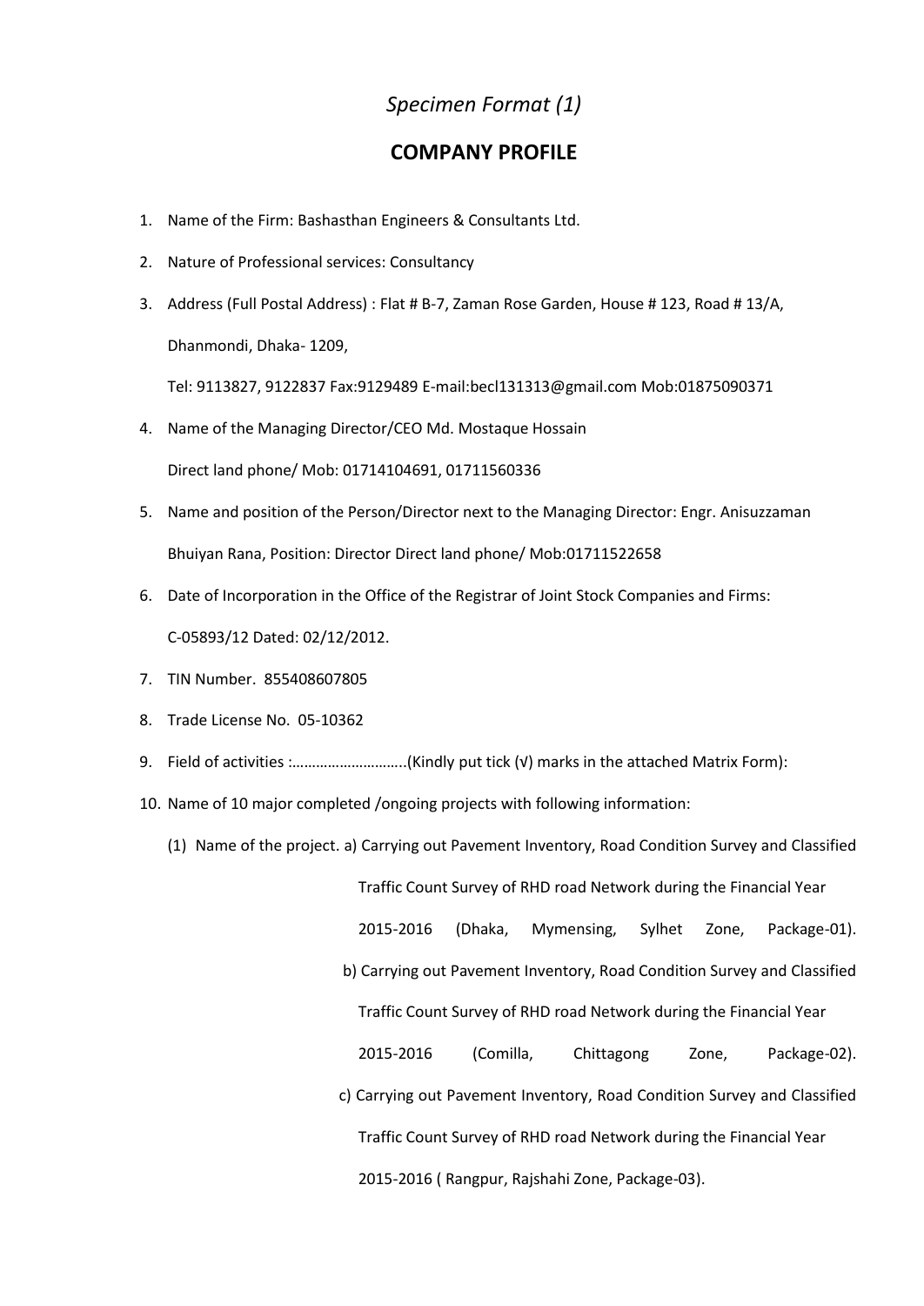*Specimen Format (1)*

## COMPANY PROFILE

1. Name of the Firm: Bashasthan Engineers & Consultants Ltd.
2. Nature of Professional services: Consultancy
3. Address (Full Postal Address) : Flat # B-7, Zaman Rose Garden, House # 123, Road # 13/A, Dhanmondi, Dhaka- 1209,

   Tel: 9113827, 9122837 Fax:9129489 E-mail:becl131313@gmail.com Mob:01875090371
4. Name of the Managing Director/CEO Md. Mostaque Hossain

   Direct land phone/ Mob: 01714104691, 01711560336
5. Name and position of the Person/Director next to the Managing Director: Engr. Anisuzzaman Bhuiyan Rana, Position: Director Direct land phone/ Mob:01711522658
6. Date of Incorporation in the Office of the Registrar of Joint Stock Companies and Firms:

   C-05893/12 Dated: 02/12/2012.
7. TIN Number. 855408607805
8. Trade License No. 05-10362
9. Field of activities :………………………..(Kindly put tick (√) marks in the attached Matrix Form):
10. Name of 10 major completed /ongoing projects with following information:

    (1) Name of the project. a) Carrying out Pavement Inventory, Road Condition Survey and Classified Traffic Count Survey of RHD road Network during the Financial Year 2015-2016 (Dhaka, Mymensing, Sylhet Zone, Package-01).

    b) Carrying out Pavement Inventory, Road Condition Survey and Classified Traffic Count Survey of RHD road Network during the Financial Year 2015-2016 (Comilla, Chittagong Zone, Package-02).

    c) Carrying out Pavement Inventory, Road Condition Survey and Classified Traffic Count Survey of RHD road Network during the Financial Year 2015-2016 ( Rangpur, Rajshahi Zone, Package-03).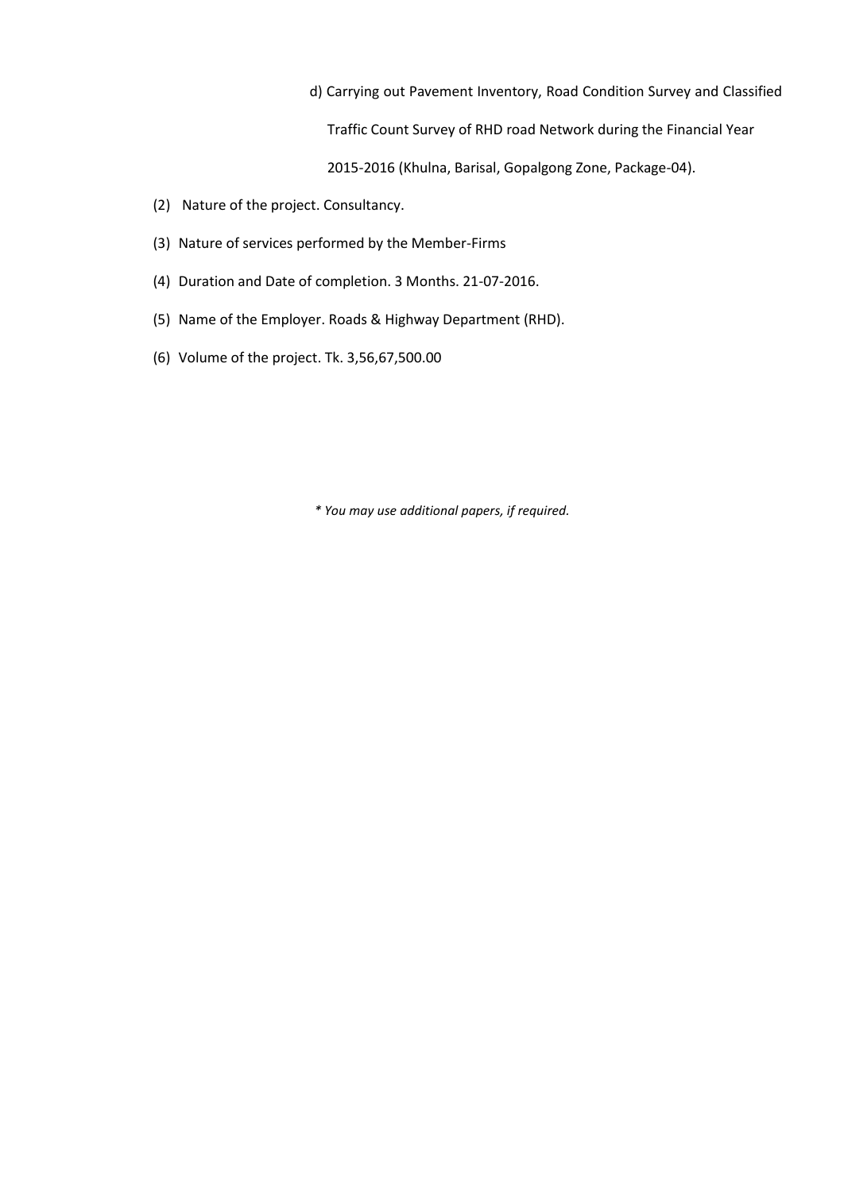d) Carrying out Pavement Inventory, Road Condition Survey and Classified Traffic Count Survey of RHD road Network during the Financial Year 2015-2016 (Khulna, Barisal, Gopalgong Zone, Package-04).

(2) Nature of the project. Consultancy.

(3) Nature of services performed by the Member-Firms

(4) Duration and Date of completion. 3 Months. 21-07-2016.

(5) Name of the Employer. Roads & Highway Department (RHD).

(6) Volume of the project. Tk. 3,56,67,500.00

*\* You may use additional papers, if required.*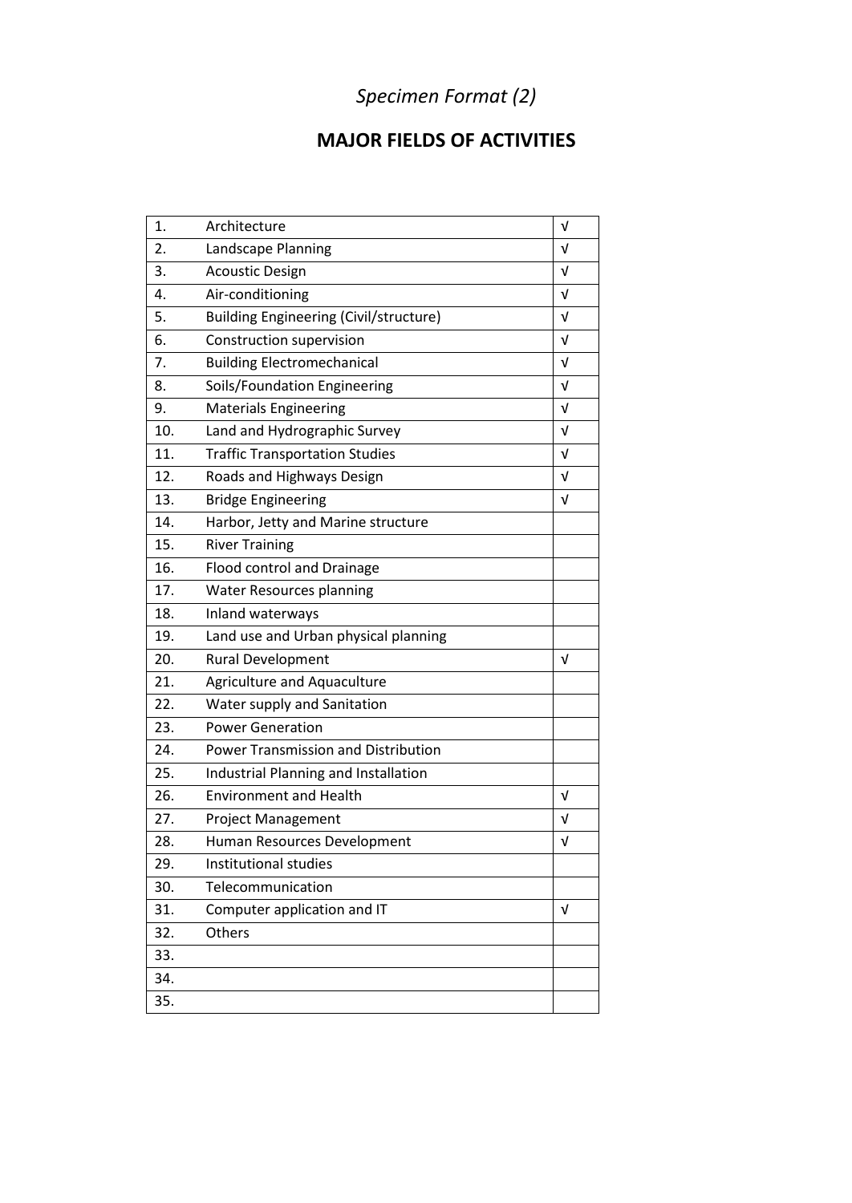*Specimen Format (2)*

# MAJOR FIELDS OF ACTIVITIES

| | | |
|---|---|---|
| 1. | Architecture | √ |
| 2. | Landscape Planning | √ |
| 3. | Acoustic Design | √ |
| 4. | Air-conditioning | √ |
| 5. | Building Engineering (Civil/structure) | √ |
| 6. | Construction supervision | √ |
| 7. | Building Electromechanical | √ |
| 8. | Soils/Foundation Engineering | √ |
| 9. | Materials Engineering | √ |
| 10. | Land and Hydrographic Survey | √ |
| 11. | Traffic Transportation Studies | √ |
| 12. | Roads and Highways Design | √ |
| 13. | Bridge Engineering | √ |
| 14. | Harbor, Jetty and Marine structure | |
| 15. | River Training | |
| 16. | Flood control and Drainage | |
| 17. | Water Resources planning | |
| 18. | Inland waterways | |
| 19. | Land use and Urban physical planning | |
| 20. | Rural Development | √ |
| 21. | Agriculture and Aquaculture | |
| 22. | Water supply and Sanitation | |
| 23. | Power Generation | |
| 24. | Power Transmission and Distribution | |
| 25. | Industrial Planning and Installation | |
| 26. | Environment and Health | √ |
| 27. | Project Management | √ |
| 28. | Human Resources Development | √ |
| 29. | Institutional studies | |
| 30. | Telecommunication | |
| 31. | Computer application and IT | √ |
| 32. | Others | |
| 33. | | |
| 34. | | |
| 35. | | |